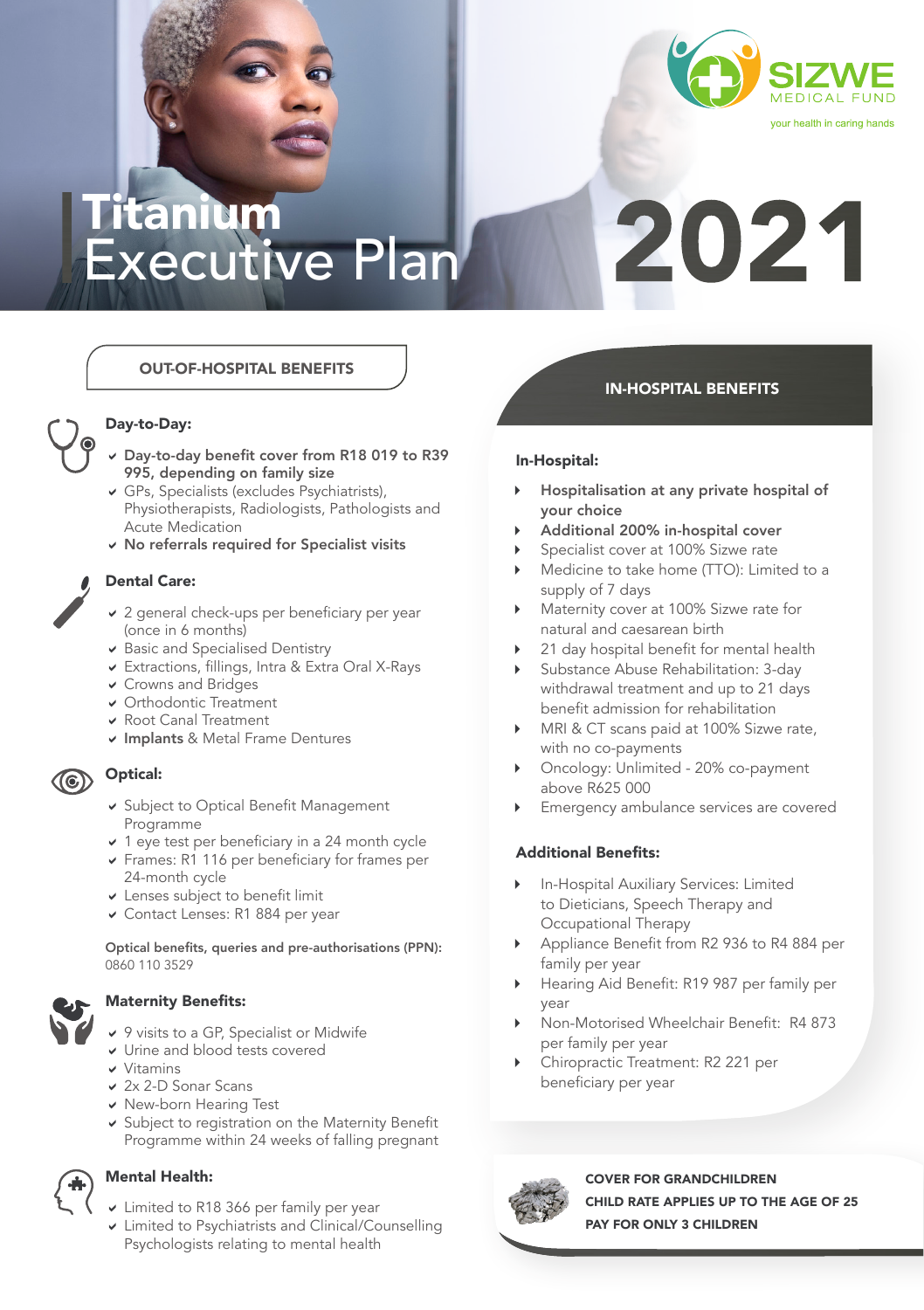SIZWE MEDICAL FUND

your health in caring hands

# Titanium Executive Plan

# 2021

## OUT-OF-HOSPITAL BENEFITS

### Day-to-Day:

- **Day-to-day benefit cover from R18 019 to R39 995, depending on family size**
- GPs, Specialists (excludes Psychiatrists), Physiotherapists, Radiologists, Pathologists and Acute Medication
- **No referrals required for Specialist visits**

### Dental Care:

- 2 general check-ups per beneficiary per year (once in 6 months)
- Basic and Specialised Dentistry
- Extractions, fillings, Intra & Extra Oral X-Rays
- Crowns and Bridges
- Orthodontic Treatment
- Root Canal Treatment
- **Implants** & Metal Frame Dentures

### Optical:

- Subject to Optical Benefit Management Programme
- 1 eye test per beneficiary in a 24 month cycle
- Frames: R1 116 per beneficiary for frames per 24-month cycle
- Lenses subject to benefit limit
- Contact Lenses: R1 884 per year

**Optical benefits, queries and pre-authorisations (PPN):** 0860 110 3529

### Maternity Benefits:

- 9 visits to a GP, Specialist or Midwife
- Urine and blood tests covered
- Vitamins
- 2x 2-D Sonar Scans
- New-born Hearing Test
- Subject to registration on the Maternity Benefit Programme within 24 weeks of falling pregnant

### Mental Health:

- Limited to R18 366 per family per year
- Limited to Psychiatrists and Clinical/Counselling Psychologists relating to mental health

## IN-HOSPITAL BENEFITS

### In-Hospital:

- **Hospitalisation at any private hospital of your choice**
- **Additional 200% in-hospital cover**
- Specialist cover at 100% Sizwe rate
- Medicine to take home (TTO): Limited to a supply of 7 days
- Maternity cover at 100% Sizwe rate for natural and caesarean birth
- 21 day hospital benefit for mental health
- Substance Abuse Rehabilitation: 3-day withdrawal treatment and up to 21 days benefit admission for rehabilitation
- MRI & CT scans paid at 100% Sizwe rate, with no co-payments
- Oncology: Unlimited - 20% co-payment above R625 000
- Emergency ambulance services are covered

### Additional Benefits:

- In-Hospital Auxiliary Services: Limited to Dieticians, Speech Therapy and Occupational Therapy
- Appliance Benefit from R2 936 to R4 884 per family per year
- Hearing Aid Benefit: R19 987 per family per year
- Non-Motorised Wheelchair Benefit: R4 873 per family per year
- Chiropractic Treatment: R2 221 per beneficiary per year

**COVER FOR GRANDCHILDREN**
**CHILD RATE APPLIES UP TO THE AGE OF 25**
**PAY FOR ONLY 3 CHILDREN**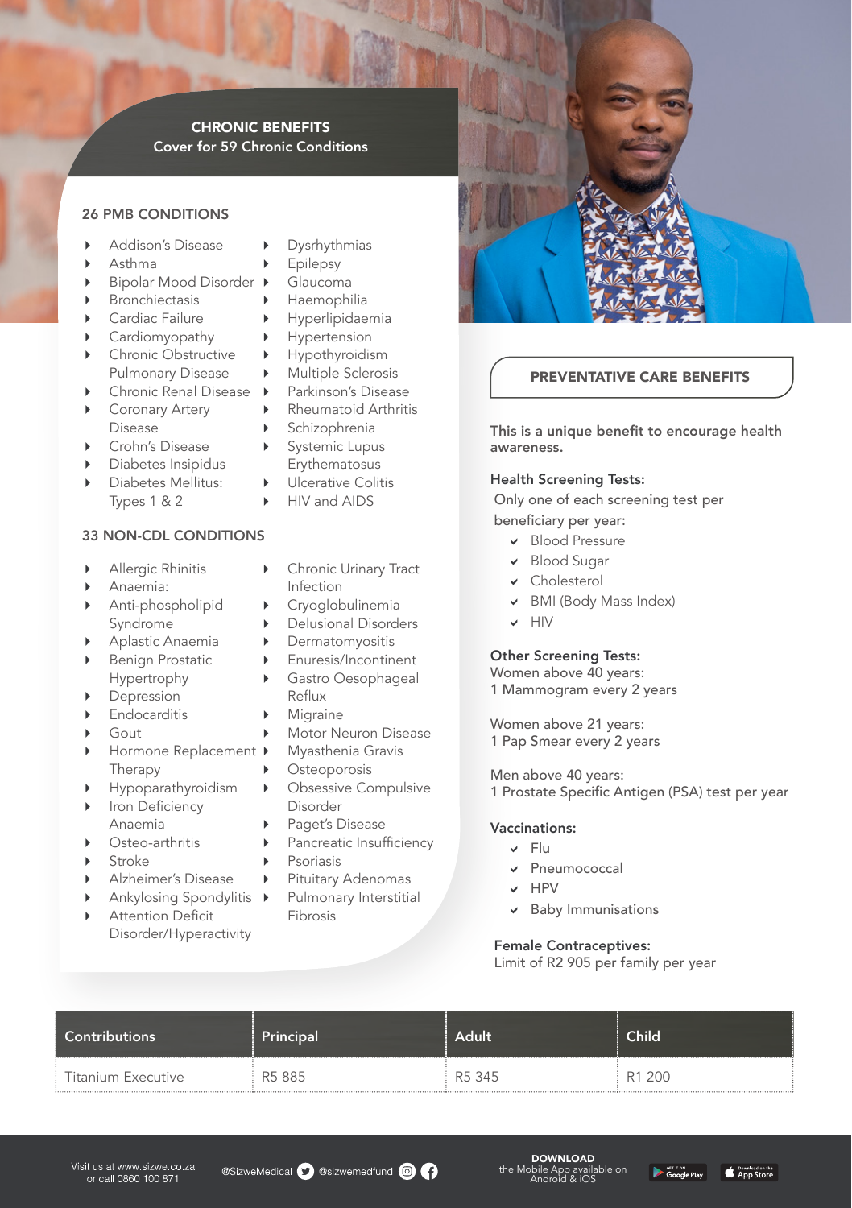## CHRONIC BENEFITS
Cover for 59 Chronic Conditions

### 26 PMB CONDITIONS

- Addison's Disease
- Asthma
- Bipolar Mood Disorder
- Bronchiectasis
- Cardiac Failure
- Cardiomyopathy
- Chronic Obstructive Pulmonary Disease
- Chronic Renal Disease
- Coronary Artery Disease
- Crohn's Disease
- Diabetes Insipidus
- Diabetes Mellitus: Types 1 & 2
- Dysrhythmias
- Epilepsy
- Glaucoma
- Haemophilia
- Hyperlipidaemia
- Hypertension
- Hypothyroidism
- Multiple Sclerosis
- Parkinson's Disease
- Rheumatoid Arthritis
- Schizophrenia
- Systemic Lupus Erythematosus
- Ulcerative Colitis
- HIV and AIDS

### 33 NON-CDL CONDITIONS

- Allergic Rhinitis
- Anaemia:
- Anti-phospholipid Syndrome
- Aplastic Anaemia
- Benign Prostatic Hypertrophy
- Depression
- Endocarditis
- Gout
- Hormone Replacement Therapy
- Hypoparathyroidism
- Iron Deficiency Anaemia
- Osteo-arthritis
- Stroke
- Alzheimer's Disease
- Ankylosing Spondylitis
- Attention Deficit Disorder/Hyperactivity
- Chronic Urinary Tract Infection
- Cryoglobulinemia
- Delusional Disorders
- Dermatomyositis
- Enuresis/Incontinent
- Gastro Oesophageal Reflux
- Migraine
- Motor Neuron Disease
- Myasthenia Gravis
- Osteoporosis
- Obsessive Compulsive Disorder
- Paget's Disease
- Pancreatic Insufficiency
- Psoriasis
- Pituitary Adenomas
- Pulmonary Interstitial Fibrosis

## PREVENTATIVE CARE BENEFITS

**This is a unique benefit to encourage health awareness.**

**Health Screening Tests:**
Only one of each screening test per beneficiary per year:

- Blood Pressure
- Blood Sugar
- Cholesterol
- BMI (Body Mass Index)
- HIV

**Other Screening Tests:**
Women above 40 years:
1 Mammogram every 2 years

Women above 21 years:
1 Pap Smear every 2 years

Men above 40 years:
1 Prostate Specific Antigen (PSA) test per year

**Vaccinations:**

- Flu
- Pneumococcal
- HPV
- Baby Immunisations

**Female Contraceptives:**
Limit of R2 905 per family per year

| Contributions | Principal | Adult | Child |
|---|---|---|---|
| Titanium Executive | R5 885 | R5 345 | R1 200 |

Visit us at www.sizwe.co.za or call 0860 100 871

@SizweMedical @sizwemedfund

**DOWNLOAD** the Mobile App available on Android & iOS